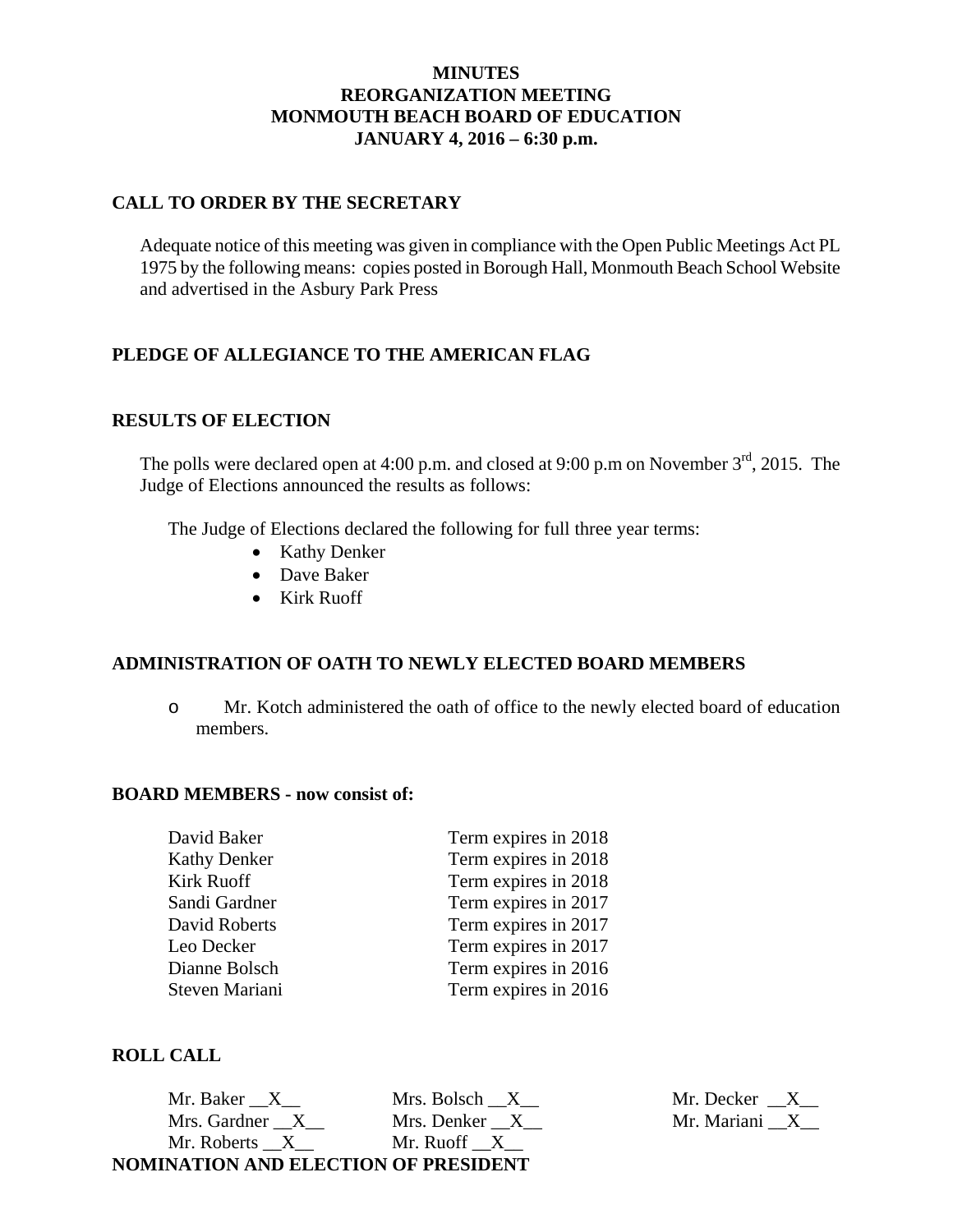**MINUTES**
**REORGANIZATION MEETING**
**MONMOUTH BEACH BOARD OF EDUCATION**
**JANUARY 4, 2016 – 6:30 p.m.**

## CALL TO ORDER BY THE SECRETARY

Adequate notice of this meeting was given in compliance with the Open Public Meetings Act PL 1975 by the following means: copies posted in Borough Hall, Monmouth Beach School Website and advertised in the Asbury Park Press

## PLEDGE OF ALLEGIANCE TO THE AMERICAN FLAG

## RESULTS OF ELECTION

The polls were declared open at 4:00 p.m. and closed at 9:00 p.m on November 3rd, 2015. The Judge of Elections announced the results as follows:

The Judge of Elections declared the following for full three year terms:

- Kathy Denker
- Dave Baker
- Kirk Ruoff

## ADMINISTRATION OF OATH TO NEWLY ELECTED BOARD MEMBERS

- Mr. Kotch administered the oath of office to the newly elected board of education members.

## BOARD MEMBERS - now consist of:

| | |
|---|---|
| David Baker | Term expires in 2018 |
| Kathy Denker | Term expires in 2018 |
| Kirk Ruoff | Term expires in 2018 |
| Sandi Gardner | Term expires in 2017 |
| David Roberts | Term expires in 2017 |
| Leo Decker | Term expires in 2017 |
| Dianne Bolsch | Term expires in 2016 |
| Steven Mariani | Term expires in 2016 |

## ROLL CALL

| | | |
|---|---|---|
| Mr. Baker \_\_X\_\_ | Mrs. Bolsch \_\_X\_\_ | Mr. Decker \_\_X\_\_ |
| Mrs. Gardner \_\_X\_\_ | Mrs. Denker \_\_X\_\_ | Mr. Mariani \_\_X\_\_ |
| Mr. Roberts \_\_X\_\_ | Mr. Ruoff \_\_X\_\_ | |

## NOMINATION AND ELECTION OF PRESIDENT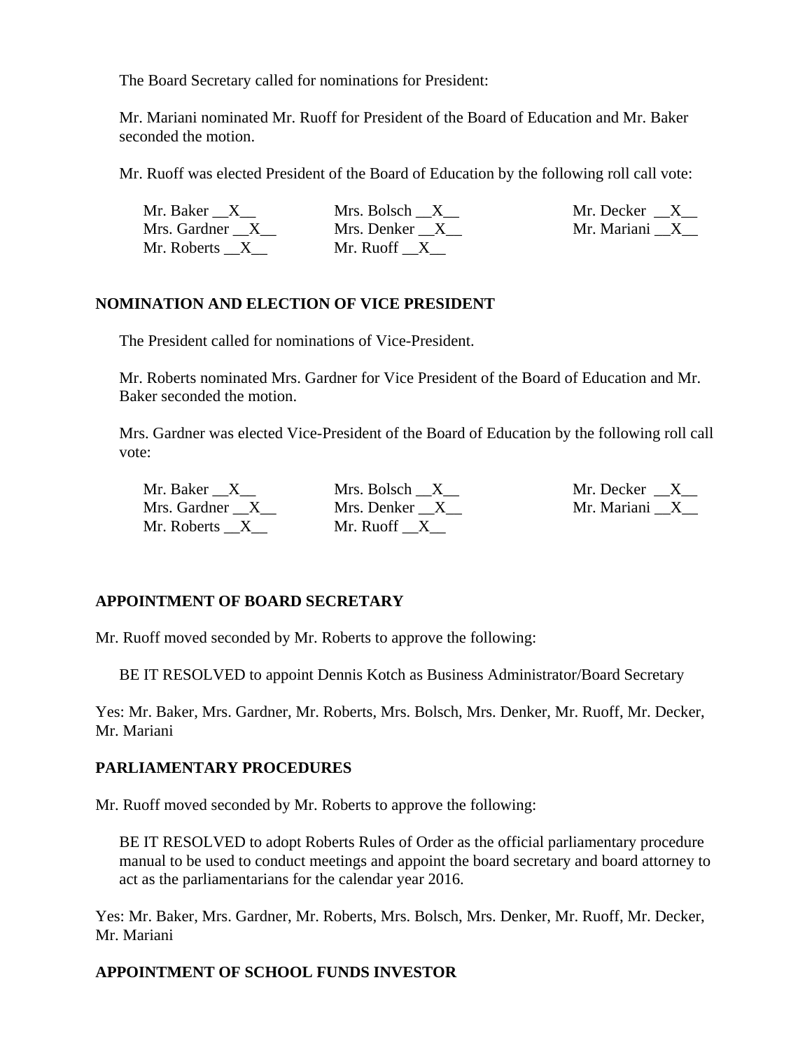The Board Secretary called for nominations for President:

Mr. Mariani nominated Mr. Ruoff for President of the Board of Education and Mr. Baker seconded the motion.

Mr. Ruoff was elected President of the Board of Education by the following roll call vote:

| | | |
|---|---|---|
| Mr. Baker __X__ | Mrs. Bolsch __X__ | Mr. Decker __X__ |
| Mrs. Gardner __X__ | Mrs. Denker __X__ | Mr. Mariani __X__ |
| Mr. Roberts __X__ | Mr. Ruoff __X__ | |

## NOMINATION AND ELECTION OF VICE PRESIDENT

The President called for nominations of Vice-President.

Mr. Roberts nominated Mrs. Gardner for Vice President of the Board of Education and Mr. Baker seconded the motion.

Mrs. Gardner was elected Vice-President of the Board of Education by the following roll call vote:

| | | |
|---|---|---|
| Mr. Baker __X__ | Mrs. Bolsch __X__ | Mr. Decker __X__ |
| Mrs. Gardner __X__ | Mrs. Denker __X__ | Mr. Mariani __X__ |
| Mr. Roberts __X__ | Mr. Ruoff __X__ | |

## APPOINTMENT OF BOARD SECRETARY

Mr. Ruoff moved seconded by Mr. Roberts to approve the following:

BE IT RESOLVED to appoint Dennis Kotch as Business Administrator/Board Secretary

Yes: Mr. Baker, Mrs. Gardner, Mr. Roberts, Mrs. Bolsch, Mrs. Denker, Mr. Ruoff, Mr. Decker, Mr. Mariani

## PARLIAMENTARY PROCEDURES

Mr. Ruoff moved seconded by Mr. Roberts to approve the following:

BE IT RESOLVED to adopt Roberts Rules of Order as the official parliamentary procedure manual to be used to conduct meetings and appoint the board secretary and board attorney to act as the parliamentarians for the calendar year 2016.

Yes: Mr. Baker, Mrs. Gardner, Mr. Roberts, Mrs. Bolsch, Mrs. Denker, Mr. Ruoff, Mr. Decker, Mr. Mariani

## APPOINTMENT OF SCHOOL FUNDS INVESTOR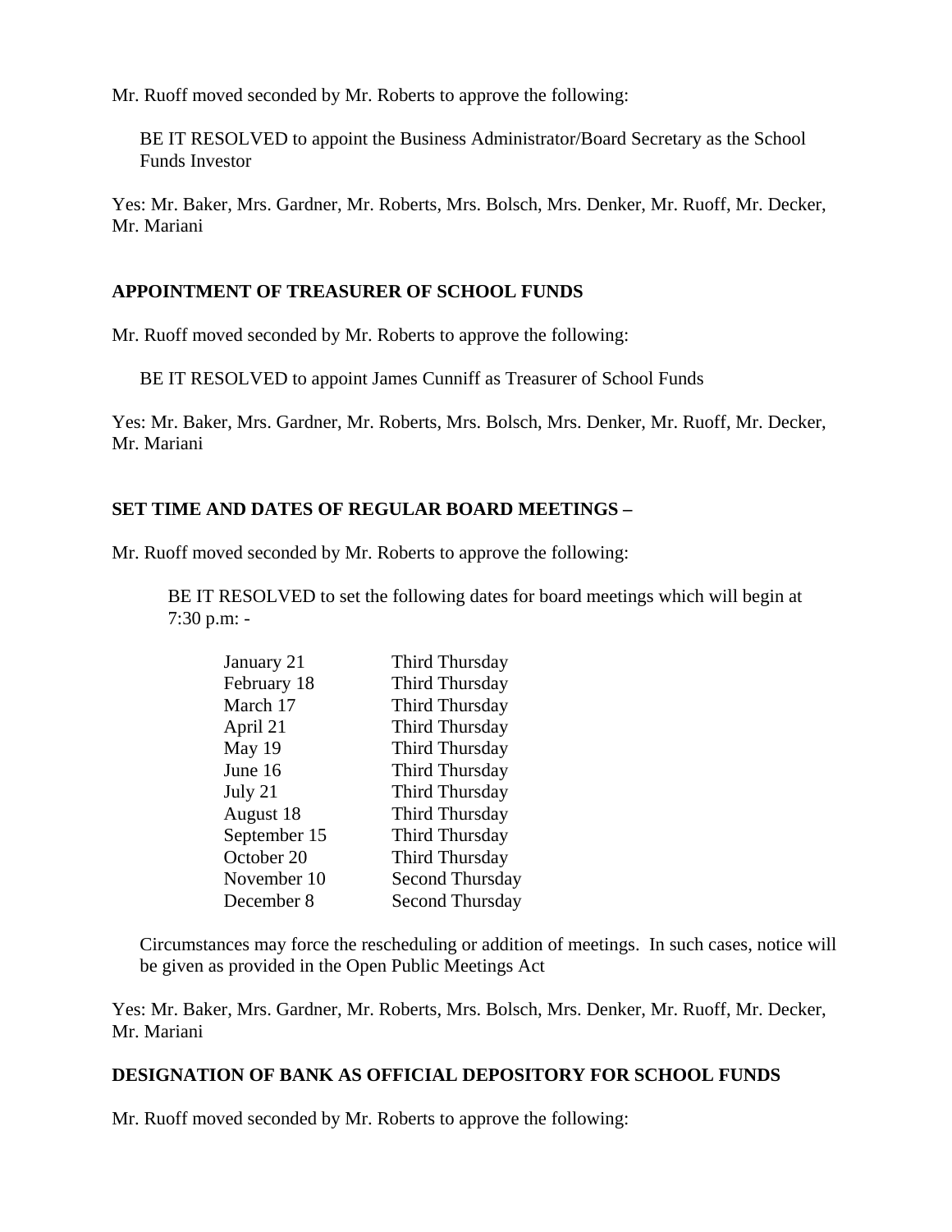Mr. Ruoff moved seconded by Mr. Roberts to approve the following:

BE IT RESOLVED to appoint the Business Administrator/Board Secretary as the School Funds Investor

Yes: Mr. Baker, Mrs. Gardner, Mr. Roberts, Mrs. Bolsch, Mrs. Denker, Mr. Ruoff, Mr. Decker, Mr. Mariani

**APPOINTMENT OF TREASURER OF SCHOOL FUNDS**

Mr. Ruoff moved seconded by Mr. Roberts to approve the following:

BE IT RESOLVED to appoint James Cunniff as Treasurer of School Funds

Yes: Mr. Baker, Mrs. Gardner, Mr. Roberts, Mrs. Bolsch, Mrs. Denker, Mr. Ruoff, Mr. Decker, Mr. Mariani

**SET TIME AND DATES OF REGULAR BOARD MEETINGS –**

Mr. Ruoff moved seconded by Mr. Roberts to approve the following:

BE IT RESOLVED to set the following dates for board meetings which will begin at 7:30 p.m: -

| | |
|---|---|
| January 21 | Third Thursday |
| February 18 | Third Thursday |
| March 17 | Third Thursday |
| April 21 | Third Thursday |
| May 19 | Third Thursday |
| June 16 | Third Thursday |
| July 21 | Third Thursday |
| August 18 | Third Thursday |
| September 15 | Third Thursday |
| October 20 | Third Thursday |
| November 10 | Second Thursday |
| December 8 | Second Thursday |

Circumstances may force the rescheduling or addition of meetings. In such cases, notice will be given as provided in the Open Public Meetings Act

Yes: Mr. Baker, Mrs. Gardner, Mr. Roberts, Mrs. Bolsch, Mrs. Denker, Mr. Ruoff, Mr. Decker, Mr. Mariani

**DESIGNATION OF BANK AS OFFICIAL DEPOSITORY FOR SCHOOL FUNDS**

Mr. Ruoff moved seconded by Mr. Roberts to approve the following: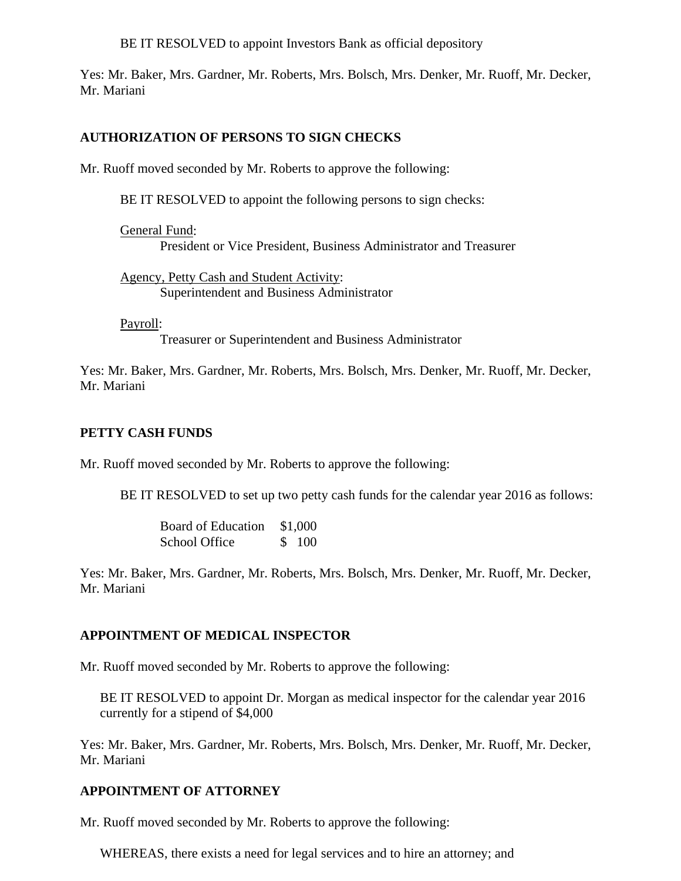BE IT RESOLVED to appoint Investors Bank as official depository

Yes: Mr. Baker, Mrs. Gardner, Mr. Roberts, Mrs. Bolsch, Mrs. Denker, Mr. Ruoff, Mr. Decker, Mr. Mariani

**AUTHORIZATION OF PERSONS TO SIGN CHECKS**

Mr. Ruoff moved seconded by Mr. Roberts to approve the following:

BE IT RESOLVED to appoint the following persons to sign checks:

General Fund:
President or Vice President, Business Administrator and Treasurer

Agency, Petty Cash and Student Activity:
Superintendent and Business Administrator

Payroll:
Treasurer or Superintendent and Business Administrator

Yes: Mr. Baker, Mrs. Gardner, Mr. Roberts, Mrs. Bolsch, Mrs. Denker, Mr. Ruoff, Mr. Decker, Mr. Mariani

**PETTY CASH FUNDS**

Mr. Ruoff moved seconded by Mr. Roberts to approve the following:

BE IT RESOLVED to set up two petty cash funds for the calendar year 2016 as follows:

| | |
|---|---|
| Board of Education | $1,000 |
| School Office | $ 100 |

Yes: Mr. Baker, Mrs. Gardner, Mr. Roberts, Mrs. Bolsch, Mrs. Denker, Mr. Ruoff, Mr. Decker, Mr. Mariani

**APPOINTMENT OF MEDICAL INSPECTOR**

Mr. Ruoff moved seconded by Mr. Roberts to approve the following:

BE IT RESOLVED to appoint Dr. Morgan as medical inspector for the calendar year 2016 currently for a stipend of $4,000

Yes: Mr. Baker, Mrs. Gardner, Mr. Roberts, Mrs. Bolsch, Mrs. Denker, Mr. Ruoff, Mr. Decker, Mr. Mariani

**APPOINTMENT OF ATTORNEY**

Mr. Ruoff moved seconded by Mr. Roberts to approve the following:

WHEREAS, there exists a need for legal services and to hire an attorney; and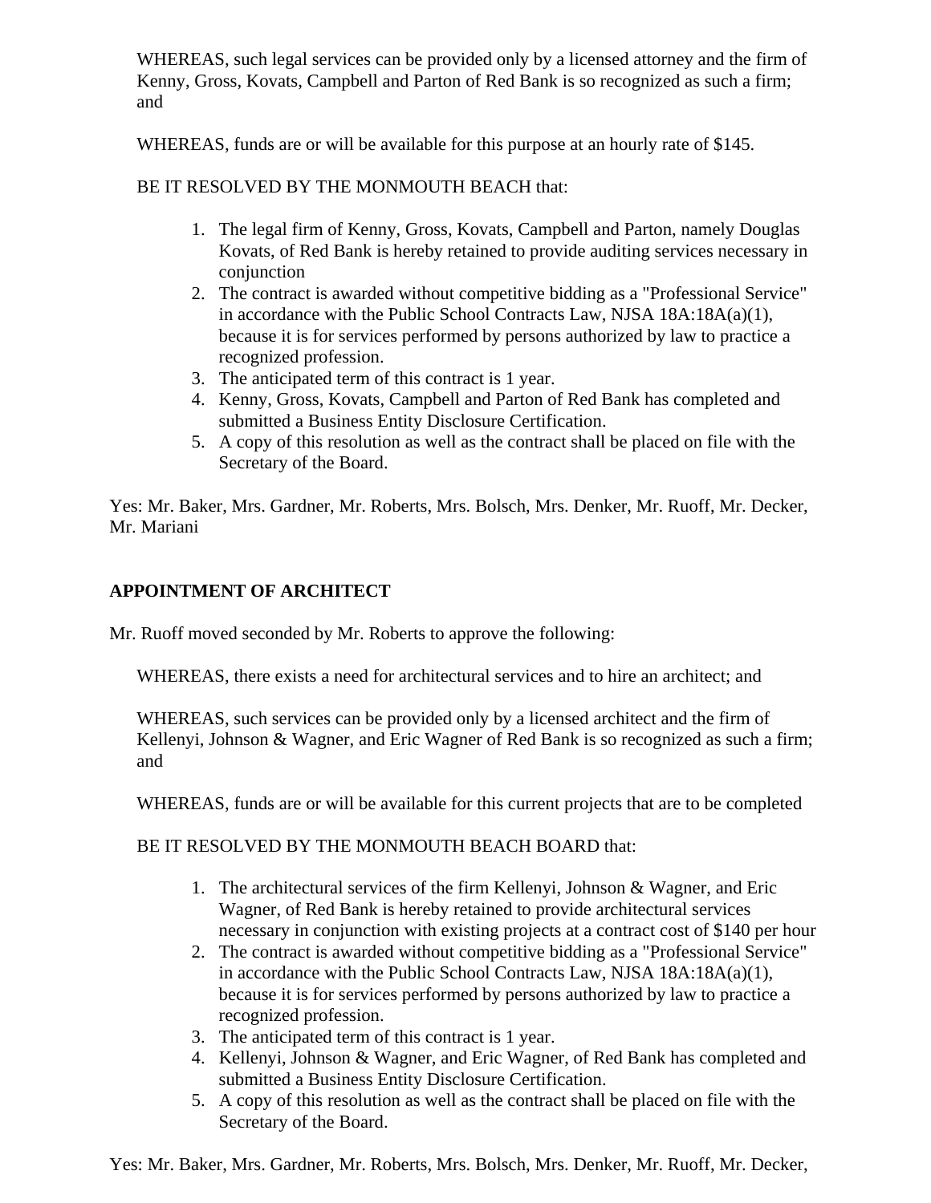WHEREAS, such legal services can be provided only by a licensed attorney and the firm of Kenny, Gross, Kovats, Campbell and Parton of Red Bank is so recognized as such a firm; and

WHEREAS, funds are or will be available for this purpose at an hourly rate of $145.

BE IT RESOLVED BY THE MONMOUTH BEACH that:

1. The legal firm of Kenny, Gross, Kovats, Campbell and Parton, namely Douglas Kovats, of Red Bank is hereby retained to provide auditing services necessary in conjunction
2. The contract is awarded without competitive bidding as a "Professional Service" in accordance with the Public School Contracts Law, NJSA 18A:18A(a)(1), because it is for services performed by persons authorized by law to practice a recognized profession.
3. The anticipated term of this contract is 1 year.
4. Kenny, Gross, Kovats, Campbell and Parton of Red Bank has completed and submitted a Business Entity Disclosure Certification.
5. A copy of this resolution as well as the contract shall be placed on file with the Secretary of the Board.

Yes: Mr. Baker, Mrs. Gardner, Mr. Roberts, Mrs. Bolsch, Mrs. Denker, Mr. Ruoff, Mr. Decker, Mr. Mariani

**APPOINTMENT OF ARCHITECT**

Mr. Ruoff moved seconded by Mr. Roberts to approve the following:

WHEREAS, there exists a need for architectural services and to hire an architect; and

WHEREAS, such services can be provided only by a licensed architect and the firm of Kellenyi, Johnson & Wagner, and Eric Wagner of Red Bank is so recognized as such a firm; and

WHEREAS, funds are or will be available for this current projects that are to be completed

BE IT RESOLVED BY THE MONMOUTH BEACH BOARD that:

1. The architectural services of the firm Kellenyi, Johnson & Wagner, and Eric Wagner, of Red Bank is hereby retained to provide architectural services necessary in conjunction with existing projects at a contract cost of $140 per hour
2. The contract is awarded without competitive bidding as a "Professional Service" in accordance with the Public School Contracts Law, NJSA 18A:18A(a)(1), because it is for services performed by persons authorized by law to practice a recognized profession.
3. The anticipated term of this contract is 1 year.
4. Kellenyi, Johnson & Wagner, and Eric Wagner, of Red Bank has completed and submitted a Business Entity Disclosure Certification.
5. A copy of this resolution as well as the contract shall be placed on file with the Secretary of the Board.

Yes: Mr. Baker, Mrs. Gardner, Mr. Roberts, Mrs. Bolsch, Mrs. Denker, Mr. Ruoff, Mr. Decker,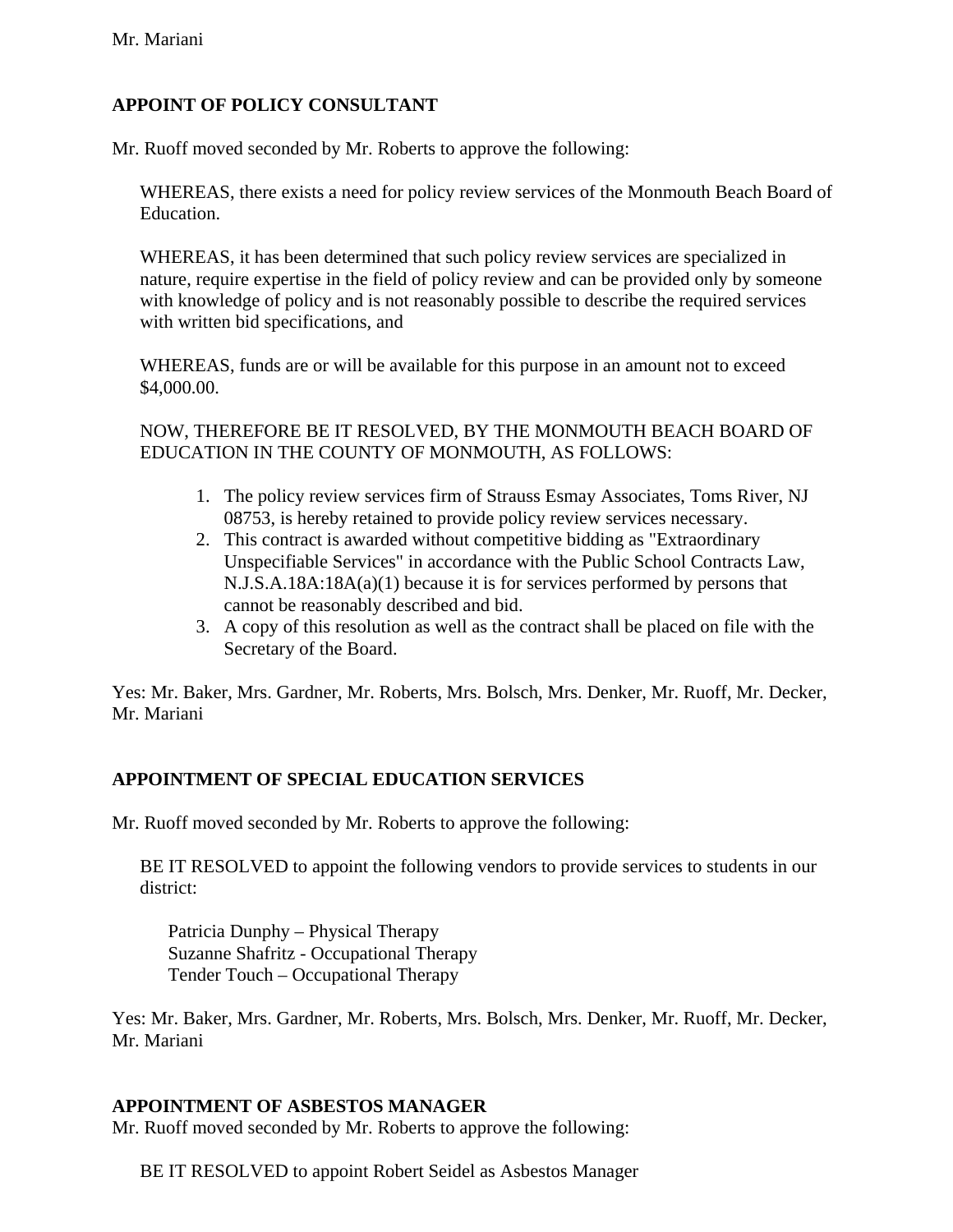Mr. Mariani

**APPOINT OF POLICY CONSULTANT**

Mr. Ruoff moved seconded by Mr. Roberts to approve the following:

> WHEREAS, there exists a need for policy review services of the Monmouth Beach Board of Education.
>
> WHEREAS, it has been determined that such policy review services are specialized in nature, require expertise in the field of policy review and can be provided only by someone with knowledge of policy and is not reasonably possible to describe the required services with written bid specifications, and
>
> WHEREAS, funds are or will be available for this purpose in an amount not to exceed $4,000.00.
>
> NOW, THEREFORE BE IT RESOLVED, BY THE MONMOUTH BEACH BOARD OF EDUCATION IN THE COUNTY OF MONMOUTH, AS FOLLOWS:
>
> 1. The policy review services firm of Strauss Esmay Associates, Toms River, NJ 08753, is hereby retained to provide policy review services necessary.
> 2. This contract is awarded without competitive bidding as "Extraordinary Unspecifiable Services" in accordance with the Public School Contracts Law, N.J.S.A.18A:18A(a)(1) because it is for services performed by persons that cannot be reasonably described and bid.
> 3. A copy of this resolution as well as the contract shall be placed on file with the Secretary of the Board.

Yes: Mr. Baker, Mrs. Gardner, Mr. Roberts, Mrs. Bolsch, Mrs. Denker, Mr. Ruoff, Mr. Decker, Mr. Mariani

**APPOINTMENT OF SPECIAL EDUCATION SERVICES**

Mr. Ruoff moved seconded by Mr. Roberts to approve the following:

> BE IT RESOLVED to appoint the following vendors to provide services to students in our district:
>
> Patricia Dunphy – Physical Therapy
> Suzanne Shafritz - Occupational Therapy
> Tender Touch – Occupational Therapy

Yes: Mr. Baker, Mrs. Gardner, Mr. Roberts, Mrs. Bolsch, Mrs. Denker, Mr. Ruoff, Mr. Decker, Mr. Mariani

**APPOINTMENT OF ASBESTOS MANAGER**

Mr. Ruoff moved seconded by Mr. Roberts to approve the following:

> BE IT RESOLVED to appoint Robert Seidel as Asbestos Manager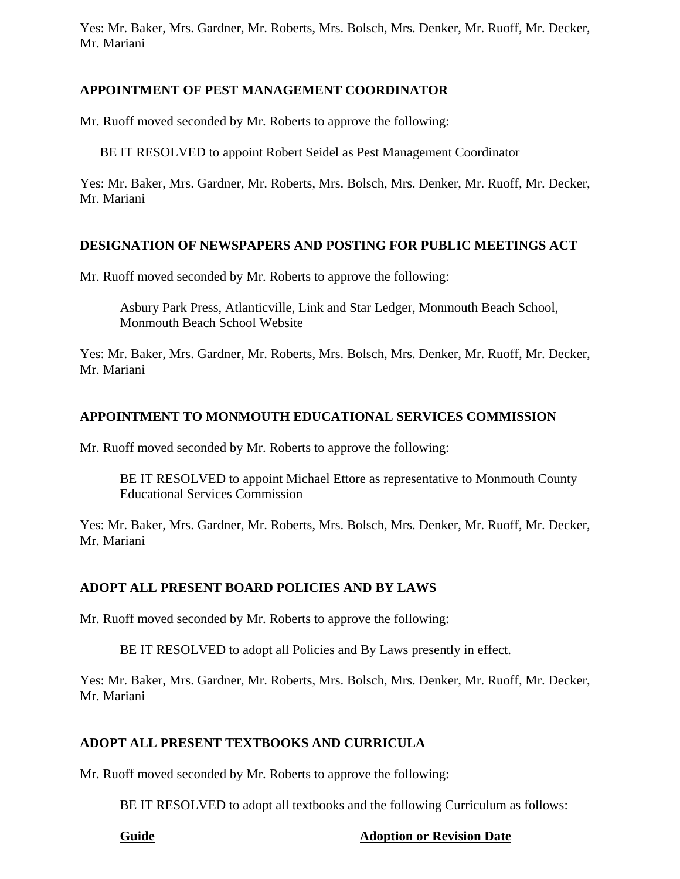Yes: Mr. Baker, Mrs. Gardner, Mr. Roberts, Mrs. Bolsch, Mrs. Denker, Mr. Ruoff, Mr. Decker, Mr. Mariani

**APPOINTMENT OF PEST MANAGEMENT COORDINATOR**

Mr. Ruoff moved seconded by Mr. Roberts to approve the following:

BE IT RESOLVED to appoint Robert Seidel as Pest Management Coordinator

Yes: Mr. Baker, Mrs. Gardner, Mr. Roberts, Mrs. Bolsch, Mrs. Denker, Mr. Ruoff, Mr. Decker, Mr. Mariani

**DESIGNATION OF NEWSPAPERS AND POSTING FOR PUBLIC MEETINGS ACT**

Mr. Ruoff moved seconded by Mr. Roberts to approve the following:

Asbury Park Press, Atlanticville, Link and Star Ledger, Monmouth Beach School, Monmouth Beach School Website

Yes: Mr. Baker, Mrs. Gardner, Mr. Roberts, Mrs. Bolsch, Mrs. Denker, Mr. Ruoff, Mr. Decker, Mr. Mariani

**APPOINTMENT TO MONMOUTH EDUCATIONAL SERVICES COMMISSION**

Mr. Ruoff moved seconded by Mr. Roberts to approve the following:

BE IT RESOLVED to appoint Michael Ettore as representative to Monmouth County Educational Services Commission

Yes: Mr. Baker, Mrs. Gardner, Mr. Roberts, Mrs. Bolsch, Mrs. Denker, Mr. Ruoff, Mr. Decker, Mr. Mariani

**ADOPT ALL PRESENT BOARD POLICIES AND BY LAWS**

Mr. Ruoff moved seconded by Mr. Roberts to approve the following:

BE IT RESOLVED to adopt all Policies and By Laws presently in effect.

Yes: Mr. Baker, Mrs. Gardner, Mr. Roberts, Mrs. Bolsch, Mrs. Denker, Mr. Ruoff, Mr. Decker, Mr. Mariani

**ADOPT ALL PRESENT TEXTBOOKS AND CURRICULA**

Mr. Ruoff moved seconded by Mr. Roberts to approve the following:

BE IT RESOLVED to adopt all textbooks and the following Curriculum as follows:

| **Guide** | **Adoption or Revision Date** |
|---|---|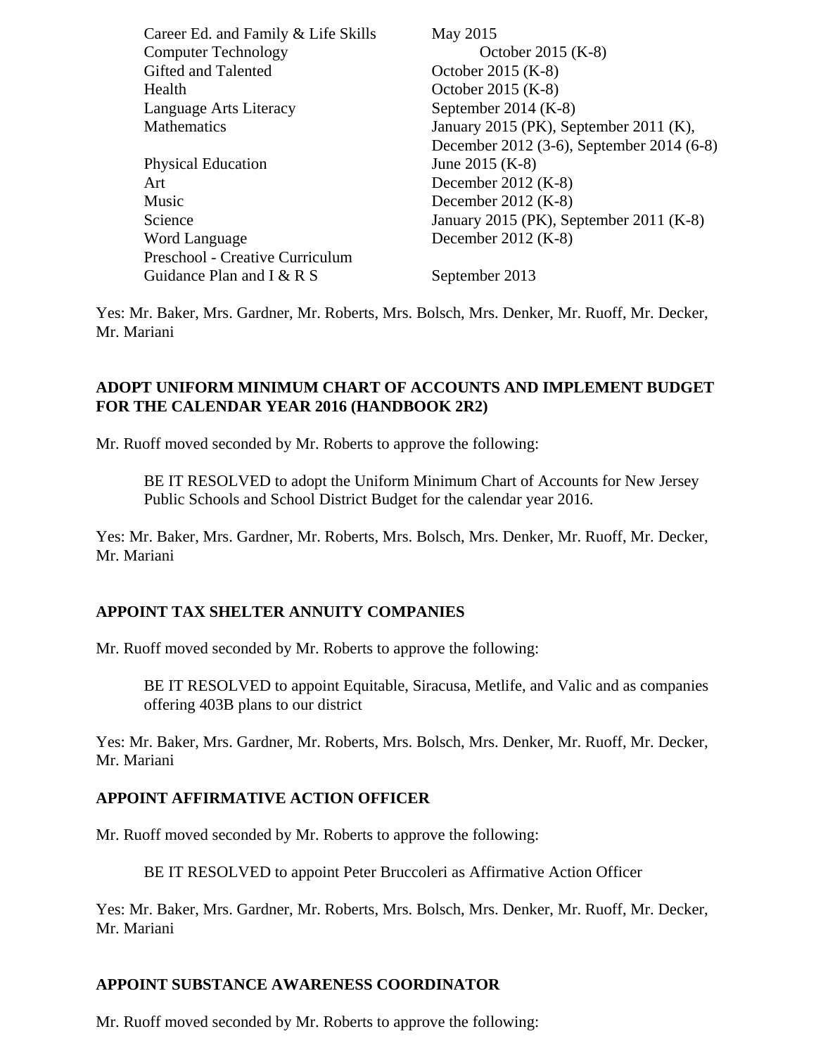| | |
|---|---|
| Career Ed. and Family & Life Skills | May 2015 |
| Computer Technology | October 2015 (K-8) |
| Gifted and Talented | October 2015 (K-8) |
| Health | October 2015 (K-8) |
| Language Arts Literacy | September 2014 (K-8) |
| Mathematics | January 2015 (PK), September 2011 (K), December 2012 (3-6), September 2014 (6-8) |
| Physical Education | June 2015 (K-8) |
| Art | December 2012 (K-8) |
| Music | December 2012 (K-8) |
| Science | January 2015 (PK), September 2011 (K-8) |
| Word Language | December 2012 (K-8) |
| Preschool - Creative Curriculum | |
| Guidance Plan and I & R S | September 2013 |

Yes: Mr. Baker, Mrs. Gardner, Mr. Roberts, Mrs. Bolsch, Mrs. Denker, Mr. Ruoff, Mr. Decker, Mr. Mariani

**ADOPT UNIFORM MINIMUM CHART OF ACCOUNTS AND IMPLEMENT BUDGET FOR THE CALENDAR YEAR 2016 (HANDBOOK 2R2)**

Mr. Ruoff moved seconded by Mr. Roberts to approve the following:

> BE IT RESOLVED to adopt the Uniform Minimum Chart of Accounts for New Jersey Public Schools and School District Budget for the calendar year 2016.

Yes: Mr. Baker, Mrs. Gardner, Mr. Roberts, Mrs. Bolsch, Mrs. Denker, Mr. Ruoff, Mr. Decker, Mr. Mariani

**APPOINT TAX SHELTER ANNUITY COMPANIES**

Mr. Ruoff moved seconded by Mr. Roberts to approve the following:

> BE IT RESOLVED to appoint Equitable, Siracusa, Metlife, and Valic and as companies offering 403B plans to our district

Yes: Mr. Baker, Mrs. Gardner, Mr. Roberts, Mrs. Bolsch, Mrs. Denker, Mr. Ruoff, Mr. Decker, Mr. Mariani

**APPOINT AFFIRMATIVE ACTION OFFICER**

Mr. Ruoff moved seconded by Mr. Roberts to approve the following:

> BE IT RESOLVED to appoint Peter Bruccoleri as Affirmative Action Officer

Yes: Mr. Baker, Mrs. Gardner, Mr. Roberts, Mrs. Bolsch, Mrs. Denker, Mr. Ruoff, Mr. Decker, Mr. Mariani

**APPOINT SUBSTANCE AWARENESS COORDINATOR**

Mr. Ruoff moved seconded by Mr. Roberts to approve the following: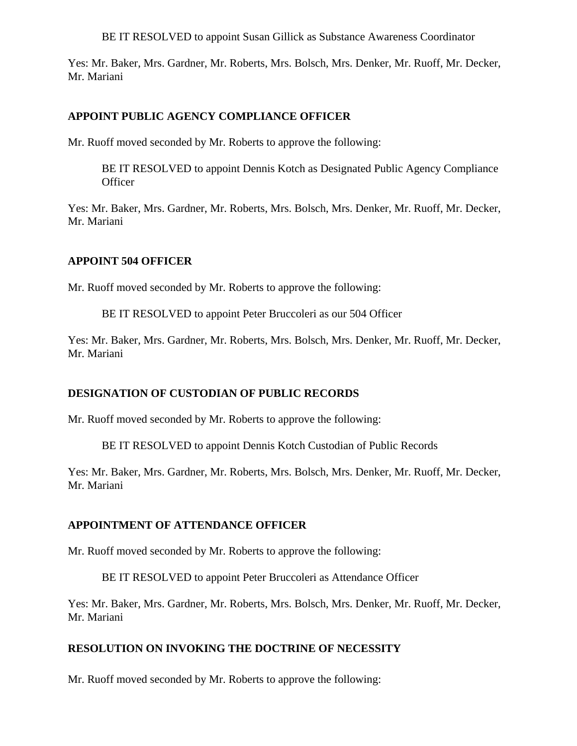BE IT RESOLVED to appoint Susan Gillick as Substance Awareness Coordinator

Yes: Mr. Baker, Mrs. Gardner, Mr. Roberts, Mrs. Bolsch, Mrs. Denker, Mr. Ruoff, Mr. Decker, Mr. Mariani

**APPOINT PUBLIC AGENCY COMPLIANCE OFFICER**

Mr. Ruoff moved seconded by Mr. Roberts to approve the following:

BE IT RESOLVED to appoint Dennis Kotch as Designated Public Agency Compliance Officer

Yes: Mr. Baker, Mrs. Gardner, Mr. Roberts, Mrs. Bolsch, Mrs. Denker, Mr. Ruoff, Mr. Decker, Mr. Mariani

**APPOINT 504 OFFICER**

Mr. Ruoff moved seconded by Mr. Roberts to approve the following:

BE IT RESOLVED to appoint Peter Bruccoleri as our 504 Officer

Yes: Mr. Baker, Mrs. Gardner, Mr. Roberts, Mrs. Bolsch, Mrs. Denker, Mr. Ruoff, Mr. Decker, Mr. Mariani

**DESIGNATION OF CUSTODIAN OF PUBLIC RECORDS**

Mr. Ruoff moved seconded by Mr. Roberts to approve the following:

BE IT RESOLVED to appoint Dennis Kotch Custodian of Public Records

Yes: Mr. Baker, Mrs. Gardner, Mr. Roberts, Mrs. Bolsch, Mrs. Denker, Mr. Ruoff, Mr. Decker, Mr. Mariani

**APPOINTMENT OF ATTENDANCE OFFICER**

Mr. Ruoff moved seconded by Mr. Roberts to approve the following:

BE IT RESOLVED to appoint Peter Bruccoleri as Attendance Officer

Yes: Mr. Baker, Mrs. Gardner, Mr. Roberts, Mrs. Bolsch, Mrs. Denker, Mr. Ruoff, Mr. Decker, Mr. Mariani

**RESOLUTION ON INVOKING THE DOCTRINE OF NECESSITY**

Mr. Ruoff moved seconded by Mr. Roberts to approve the following: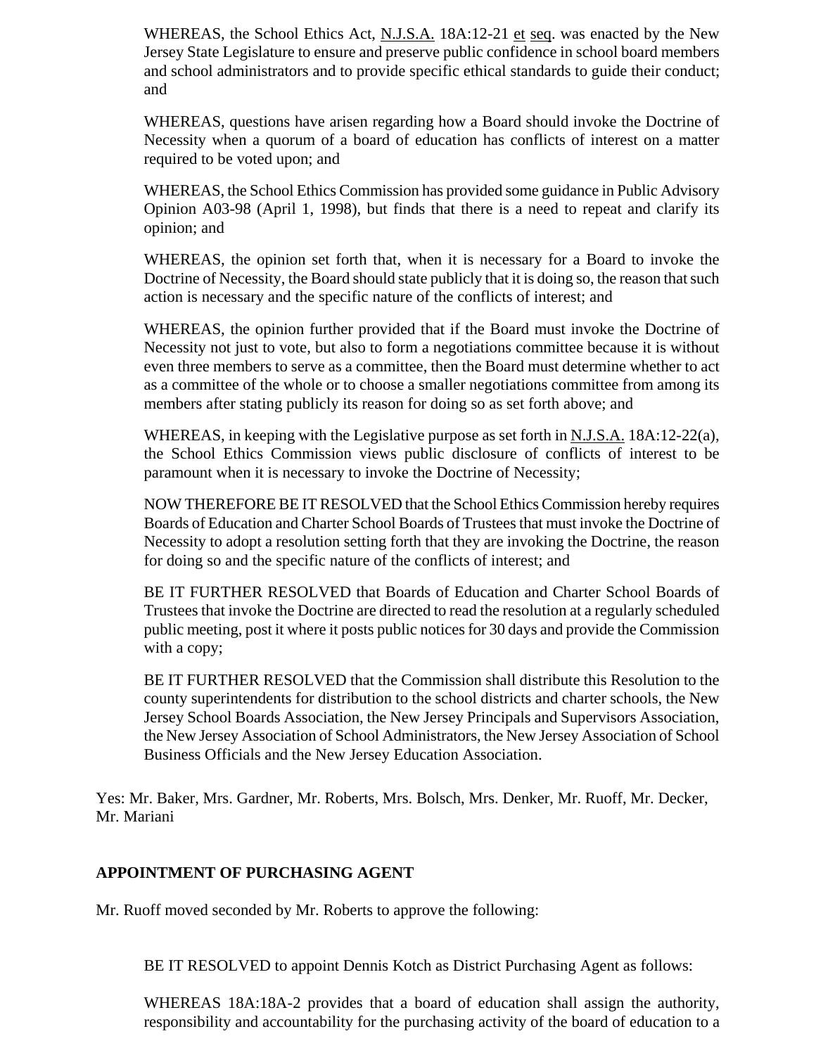WHEREAS, the School Ethics Act, N.J.S.A. 18A:12-21 et seq. was enacted by the New Jersey State Legislature to ensure and preserve public confidence in school board members and school administrators and to provide specific ethical standards to guide their conduct; and

WHEREAS, questions have arisen regarding how a Board should invoke the Doctrine of Necessity when a quorum of a board of education has conflicts of interest on a matter required to be voted upon; and

WHEREAS, the School Ethics Commission has provided some guidance in Public Advisory Opinion A03-98 (April 1, 1998), but finds that there is a need to repeat and clarify its opinion; and

WHEREAS, the opinion set forth that, when it is necessary for a Board to invoke the Doctrine of Necessity, the Board should state publicly that it is doing so, the reason that such action is necessary and the specific nature of the conflicts of interest; and

WHEREAS, the opinion further provided that if the Board must invoke the Doctrine of Necessity not just to vote, but also to form a negotiations committee because it is without even three members to serve as a committee, then the Board must determine whether to act as a committee of the whole or to choose a smaller negotiations committee from among its members after stating publicly its reason for doing so as set forth above; and

WHEREAS, in keeping with the Legislative purpose as set forth in N.J.S.A. 18A:12-22(a), the School Ethics Commission views public disclosure of conflicts of interest to be paramount when it is necessary to invoke the Doctrine of Necessity;

NOW THEREFORE BE IT RESOLVED that the School Ethics Commission hereby requires Boards of Education and Charter School Boards of Trustees that must invoke the Doctrine of Necessity to adopt a resolution setting forth that they are invoking the Doctrine, the reason for doing so and the specific nature of the conflicts of interest; and

BE IT FURTHER RESOLVED that Boards of Education and Charter School Boards of Trustees that invoke the Doctrine are directed to read the resolution at a regularly scheduled public meeting, post it where it posts public notices for 30 days and provide the Commission with a copy;

BE IT FURTHER RESOLVED that the Commission shall distribute this Resolution to the county superintendents for distribution to the school districts and charter schools, the New Jersey School Boards Association, the New Jersey Principals and Supervisors Association, the New Jersey Association of School Administrators, the New Jersey Association of School Business Officials and the New Jersey Education Association.

Yes: Mr. Baker, Mrs. Gardner, Mr. Roberts, Mrs. Bolsch, Mrs. Denker, Mr. Ruoff, Mr. Decker, Mr. Mariani

**APPOINTMENT OF PURCHASING AGENT**

Mr. Ruoff moved seconded by Mr. Roberts to approve the following:

BE IT RESOLVED to appoint Dennis Kotch as District Purchasing Agent as follows:

WHEREAS 18A:18A-2 provides that a board of education shall assign the authority, responsibility and accountability for the purchasing activity of the board of education to a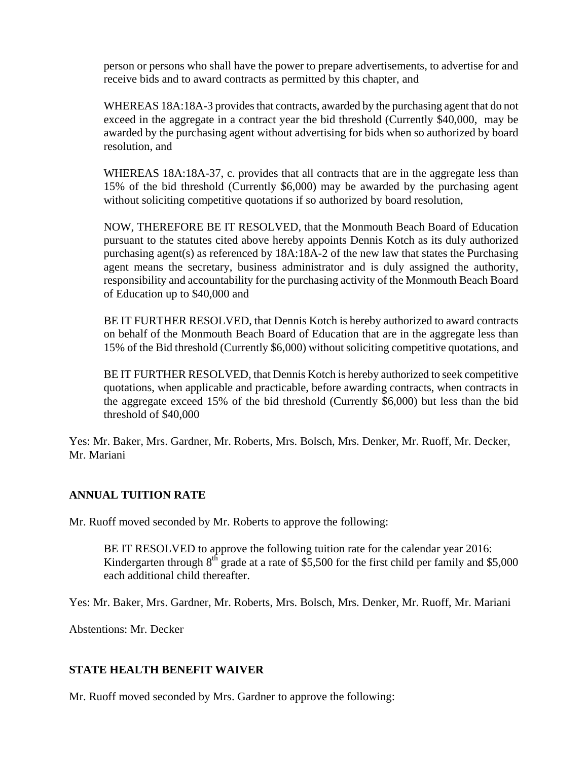person or persons who shall have the power to prepare advertisements, to advertise for and receive bids and to award contracts as permitted by this chapter, and

WHEREAS 18A:18A-3 provides that contracts, awarded by the purchasing agent that do not exceed in the aggregate in a contract year the bid threshold (Currently $40,000, may be awarded by the purchasing agent without advertising for bids when so authorized by board resolution, and

WHEREAS 18A:18A-37, c. provides that all contracts that are in the aggregate less than 15% of the bid threshold (Currently $6,000) may be awarded by the purchasing agent without soliciting competitive quotations if so authorized by board resolution,

NOW, THEREFORE BE IT RESOLVED, that the Monmouth Beach Board of Education pursuant to the statutes cited above hereby appoints Dennis Kotch as its duly authorized purchasing agent(s) as referenced by 18A:18A-2 of the new law that states the Purchasing agent means the secretary, business administrator and is duly assigned the authority, responsibility and accountability for the purchasing activity of the Monmouth Beach Board of Education up to $40,000 and

BE IT FURTHER RESOLVED, that Dennis Kotch is hereby authorized to award contracts on behalf of the Monmouth Beach Board of Education that are in the aggregate less than 15% of the Bid threshold (Currently $6,000) without soliciting competitive quotations, and

BE IT FURTHER RESOLVED, that Dennis Kotch is hereby authorized to seek competitive quotations, when applicable and practicable, before awarding contracts, when contracts in the aggregate exceed 15% of the bid threshold (Currently $6,000) but less than the bid threshold of $40,000

Yes: Mr. Baker, Mrs. Gardner, Mr. Roberts, Mrs. Bolsch, Mrs. Denker, Mr. Ruoff, Mr. Decker, Mr. Mariani

**ANNUAL TUITION RATE**

Mr. Ruoff moved seconded by Mr. Roberts to approve the following:

BE IT RESOLVED to approve the following tuition rate for the calendar year 2016: Kindergarten through 8th grade at a rate of $5,500 for the first child per family and $5,000 each additional child thereafter.

Yes: Mr. Baker, Mrs. Gardner, Mr. Roberts, Mrs. Bolsch, Mrs. Denker, Mr. Ruoff, Mr. Mariani

Abstentions: Mr. Decker

**STATE HEALTH BENEFIT WAIVER**

Mr. Ruoff moved seconded by Mrs. Gardner to approve the following: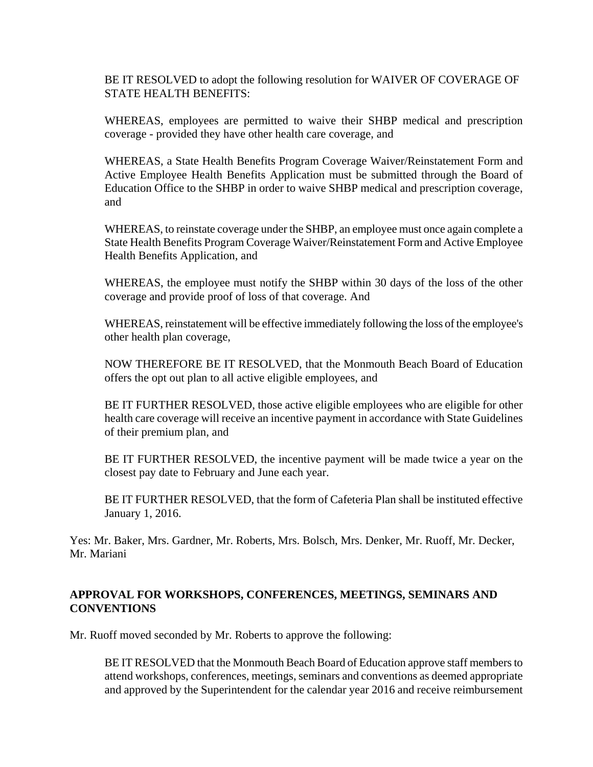BE IT RESOLVED to adopt the following resolution for WAIVER OF COVERAGE OF STATE HEALTH BENEFITS:

WHEREAS, employees are permitted to waive their SHBP medical and prescription coverage - provided they have other health care coverage, and

WHEREAS, a State Health Benefits Program Coverage Waiver/Reinstatement Form and Active Employee Health Benefits Application must be submitted through the Board of Education Office to the SHBP in order to waive SHBP medical and prescription coverage, and

WHEREAS, to reinstate coverage under the SHBP, an employee must once again complete a State Health Benefits Program Coverage Waiver/Reinstatement Form and Active Employee Health Benefits Application, and

WHEREAS, the employee must notify the SHBP within 30 days of the loss of the other coverage and provide proof of loss of that coverage. And

WHEREAS, reinstatement will be effective immediately following the loss of the employee's other health plan coverage,

NOW THEREFORE BE IT RESOLVED, that the Monmouth Beach Board of Education offers the opt out plan to all active eligible employees, and

BE IT FURTHER RESOLVED, those active eligible employees who are eligible for other health care coverage will receive an incentive payment in accordance with State Guidelines of their premium plan, and

BE IT FURTHER RESOLVED, the incentive payment will be made twice a year on the closest pay date to February and June each year.

BE IT FURTHER RESOLVED, that the form of Cafeteria Plan shall be instituted effective January 1, 2016.

Yes: Mr. Baker, Mrs. Gardner, Mr. Roberts, Mrs. Bolsch, Mrs. Denker, Mr. Ruoff, Mr. Decker, Mr. Mariani

**APPROVAL FOR WORKSHOPS, CONFERENCES, MEETINGS, SEMINARS AND CONVENTIONS**

Mr. Ruoff moved seconded by Mr. Roberts to approve the following:

BE IT RESOLVED that the Monmouth Beach Board of Education approve staff members to attend workshops, conferences, meetings, seminars and conventions as deemed appropriate and approved by the Superintendent for the calendar year 2016 and receive reimbursement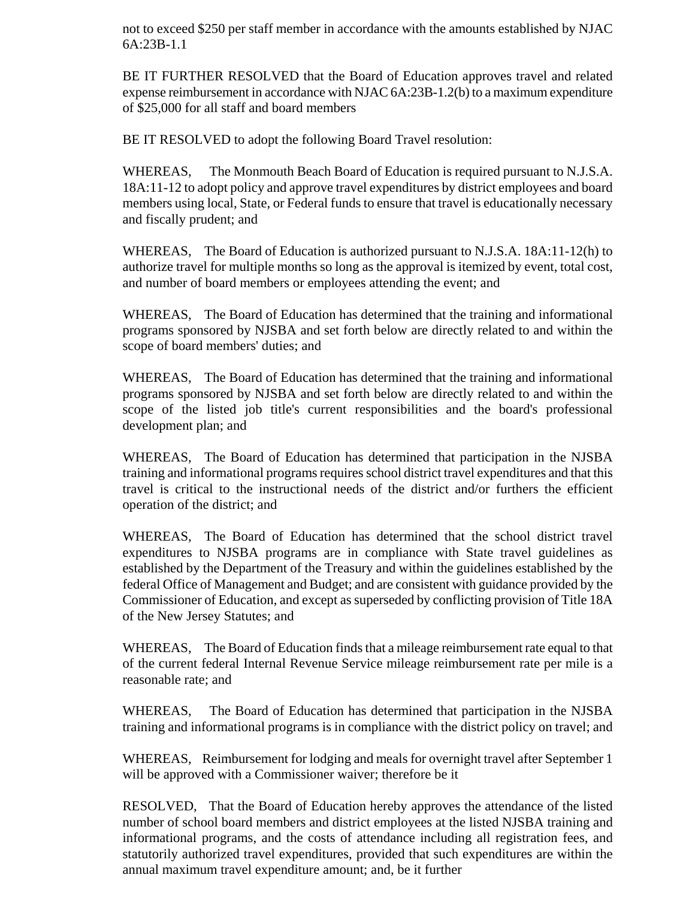not to exceed $250 per staff member in accordance with the amounts established by NJAC 6A:23B-1.1

BE IT FURTHER RESOLVED that the Board of Education approves travel and related expense reimbursement in accordance with NJAC 6A:23B-1.2(b) to a maximum expenditure of $25,000 for all staff and board members

BE IT RESOLVED to adopt the following Board Travel resolution:

WHEREAS, The Monmouth Beach Board of Education is required pursuant to N.J.S.A. 18A:11-12 to adopt policy and approve travel expenditures by district employees and board members using local, State, or Federal funds to ensure that travel is educationally necessary and fiscally prudent; and

WHEREAS, The Board of Education is authorized pursuant to N.J.S.A. 18A:11-12(h) to authorize travel for multiple months so long as the approval is itemized by event, total cost, and number of board members or employees attending the event; and

WHEREAS, The Board of Education has determined that the training and informational programs sponsored by NJSBA and set forth below are directly related to and within the scope of board members' duties; and

WHEREAS, The Board of Education has determined that the training and informational programs sponsored by NJSBA and set forth below are directly related to and within the scope of the listed job title's current responsibilities and the board's professional development plan; and

WHEREAS, The Board of Education has determined that participation in the NJSBA training and informational programs requires school district travel expenditures and that this travel is critical to the instructional needs of the district and/or furthers the efficient operation of the district; and

WHEREAS, The Board of Education has determined that the school district travel expenditures to NJSBA programs are in compliance with State travel guidelines as established by the Department of the Treasury and within the guidelines established by the federal Office of Management and Budget; and are consistent with guidance provided by the Commissioner of Education, and except as superseded by conflicting provision of Title 18A of the New Jersey Statutes; and

WHEREAS, The Board of Education finds that a mileage reimbursement rate equal to that of the current federal Internal Revenue Service mileage reimbursement rate per mile is a reasonable rate; and

WHEREAS, The Board of Education has determined that participation in the NJSBA training and informational programs is in compliance with the district policy on travel; and

WHEREAS, Reimbursement for lodging and meals for overnight travel after September 1 will be approved with a Commissioner waiver; therefore be it

RESOLVED, That the Board of Education hereby approves the attendance of the listed number of school board members and district employees at the listed NJSBA training and informational programs, and the costs of attendance including all registration fees, and statutorily authorized travel expenditures, provided that such expenditures are within the annual maximum travel expenditure amount; and, be it further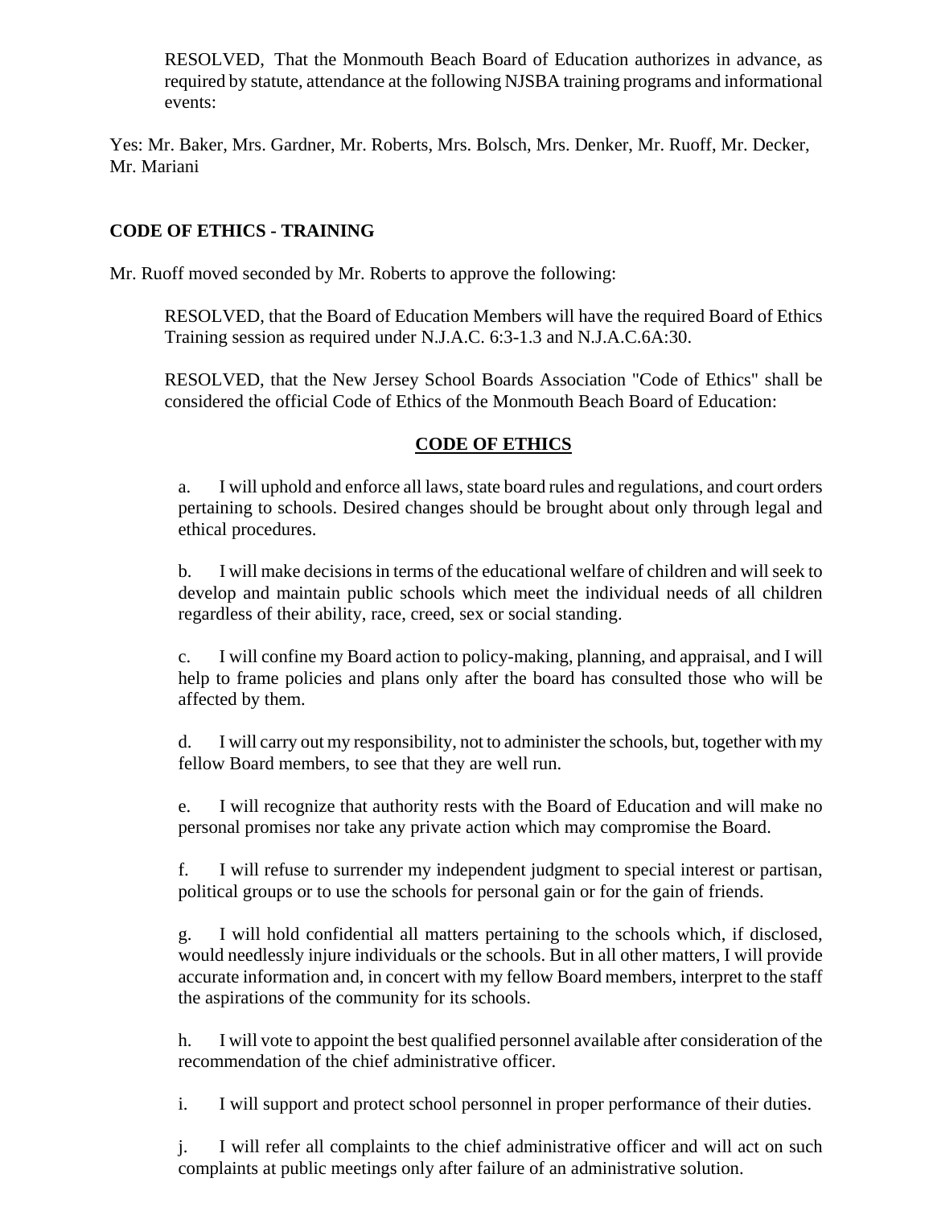RESOLVED, That the Monmouth Beach Board of Education authorizes in advance, as required by statute, attendance at the following NJSBA training programs and informational events:

Yes: Mr. Baker, Mrs. Gardner, Mr. Roberts, Mrs. Bolsch, Mrs. Denker, Mr. Ruoff, Mr. Decker, Mr. Mariani

**CODE OF ETHICS - TRAINING**

Mr. Ruoff moved seconded by Mr. Roberts to approve the following:

RESOLVED, that the Board of Education Members will have the required Board of Ethics Training session as required under N.J.A.C. 6:3-1.3 and N.J.A.C.6A:30.

RESOLVED, that the New Jersey School Boards Association "Code of Ethics" shall be considered the official Code of Ethics of the Monmouth Beach Board of Education:

**CODE OF ETHICS**

a. I will uphold and enforce all laws, state board rules and regulations, and court orders pertaining to schools. Desired changes should be brought about only through legal and ethical procedures.

b. I will make decisions in terms of the educational welfare of children and will seek to develop and maintain public schools which meet the individual needs of all children regardless of their ability, race, creed, sex or social standing.

c. I will confine my Board action to policy-making, planning, and appraisal, and I will help to frame policies and plans only after the board has consulted those who will be affected by them.

d. I will carry out my responsibility, not to administer the schools, but, together with my fellow Board members, to see that they are well run.

e. I will recognize that authority rests with the Board of Education and will make no personal promises nor take any private action which may compromise the Board.

f. I will refuse to surrender my independent judgment to special interest or partisan, political groups or to use the schools for personal gain or for the gain of friends.

g. I will hold confidential all matters pertaining to the schools which, if disclosed, would needlessly injure individuals or the schools. But in all other matters, I will provide accurate information and, in concert with my fellow Board members, interpret to the staff the aspirations of the community for its schools.

h. I will vote to appoint the best qualified personnel available after consideration of the recommendation of the chief administrative officer.

i. I will support and protect school personnel in proper performance of their duties.

j. I will refer all complaints to the chief administrative officer and will act on such complaints at public meetings only after failure of an administrative solution.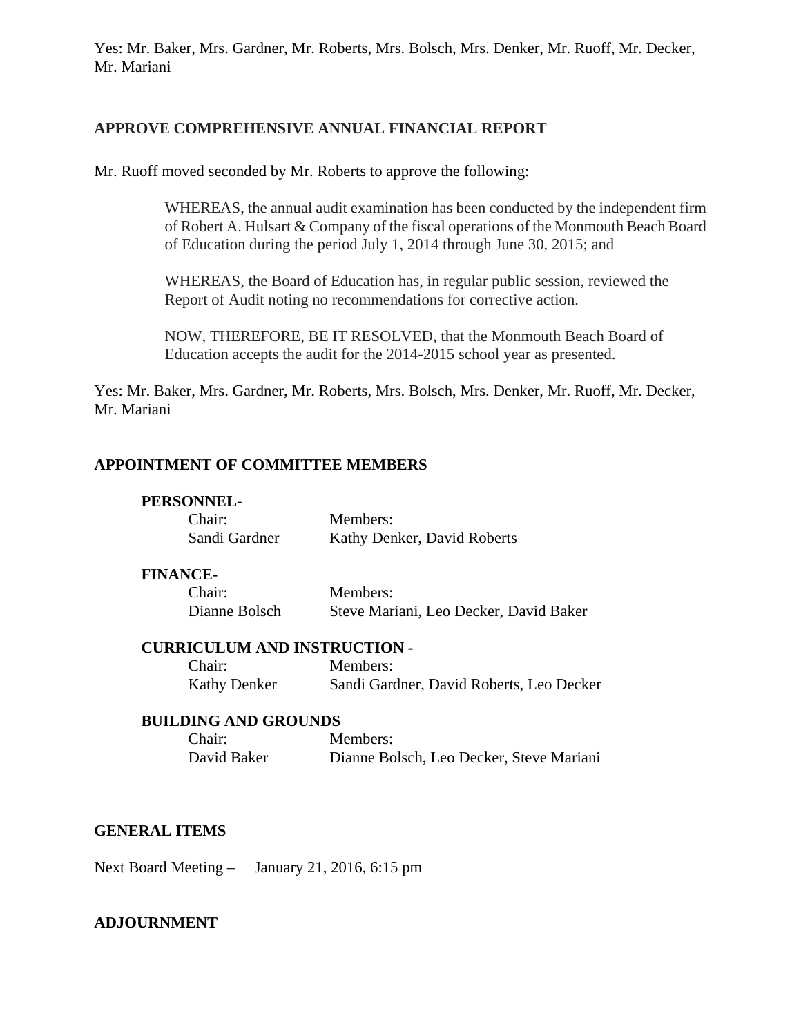Yes: Mr. Baker, Mrs. Gardner, Mr. Roberts, Mrs. Bolsch, Mrs. Denker, Mr. Ruoff, Mr. Decker, Mr. Mariani

## APPROVE COMPREHENSIVE ANNUAL FINANCIAL REPORT

Mr. Ruoff moved seconded by Mr. Roberts to approve the following:

> WHEREAS, the annual audit examination has been conducted by the independent firm of Robert A. Hulsart & Company of the fiscal operations of the Monmouth Beach Board of Education during the period July 1, 2014 through June 30, 2015; and
>
> WHEREAS, the Board of Education has, in regular public session, reviewed the Report of Audit noting no recommendations for corrective action.
>
> NOW, THEREFORE, BE IT RESOLVED, that the Monmouth Beach Board of Education accepts the audit for the 2014-2015 school year as presented.

Yes: Mr. Baker, Mrs. Gardner, Mr. Roberts, Mrs. Bolsch, Mrs. Denker, Mr. Ruoff, Mr. Decker, Mr. Mariani

## APPOINTMENT OF COMMITTEE MEMBERS

**PERSONNEL-**

| Chair: | Members: |
|---|---|
| Sandi Gardner | Kathy Denker, David Roberts |

**FINANCE-**

| Chair: | Members: |
|---|---|
| Dianne Bolsch | Steve Mariani, Leo Decker, David Baker |

**CURRICULUM AND INSTRUCTION -**

| Chair: | Members: |
|---|---|
| Kathy Denker | Sandi Gardner, David Roberts, Leo Decker |

**BUILDING AND GROUNDS**

| Chair: | Members: |
|---|---|
| David Baker | Dianne Bolsch, Leo Decker, Steve Mariani |

## GENERAL ITEMS

Next Board Meeting – January 21, 2016, 6:15 pm

## ADJOURNMENT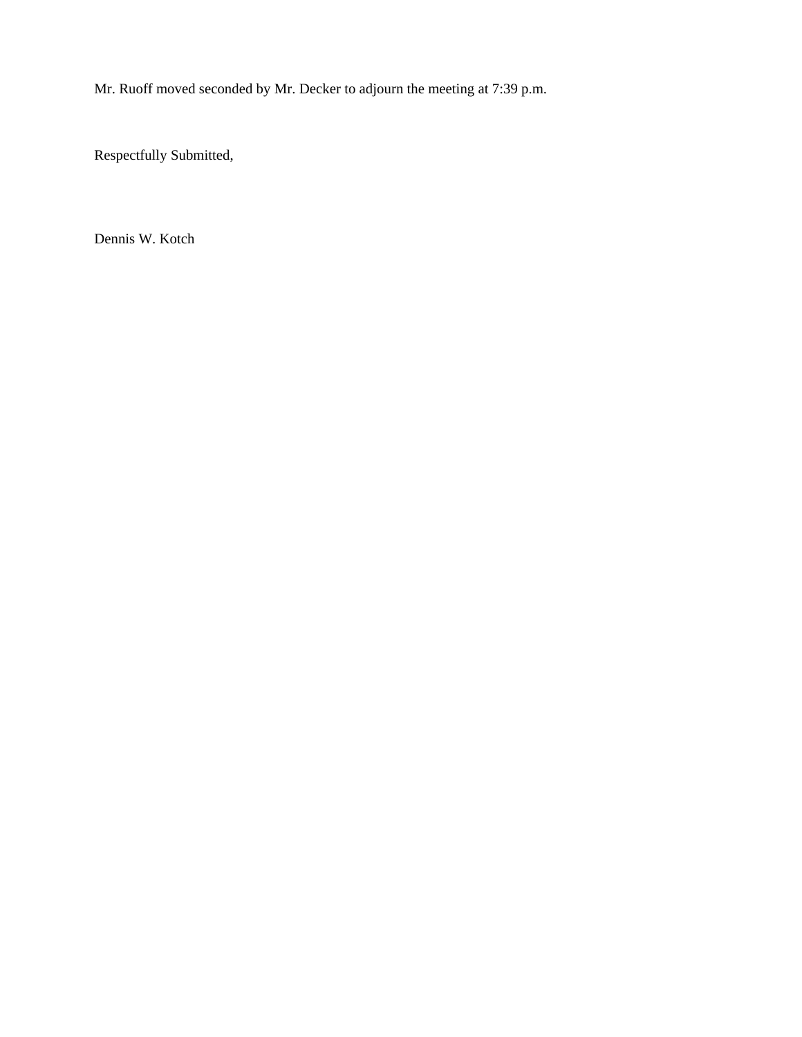Mr. Ruoff moved seconded by Mr. Decker to adjourn the meeting at 7:39 p.m.

Respectfully Submitted,

Dennis W. Kotch